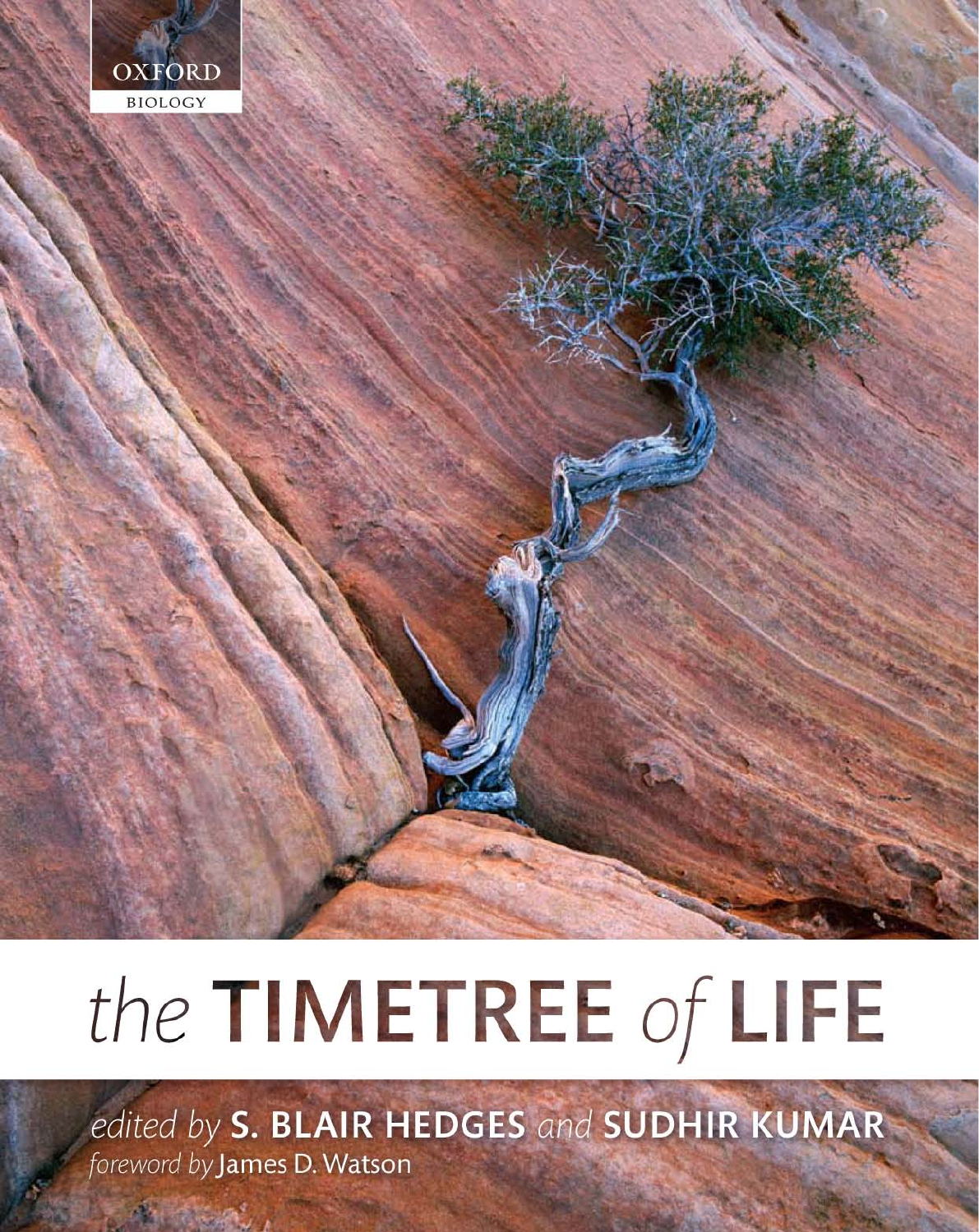OXFORD
BIOLOGY

# *the* TIMETREE *of* LIFE

*edited by* **S. BLAIR HEDGES** *and* **SUDHIR KUMAR**

*foreword by* James D. Watson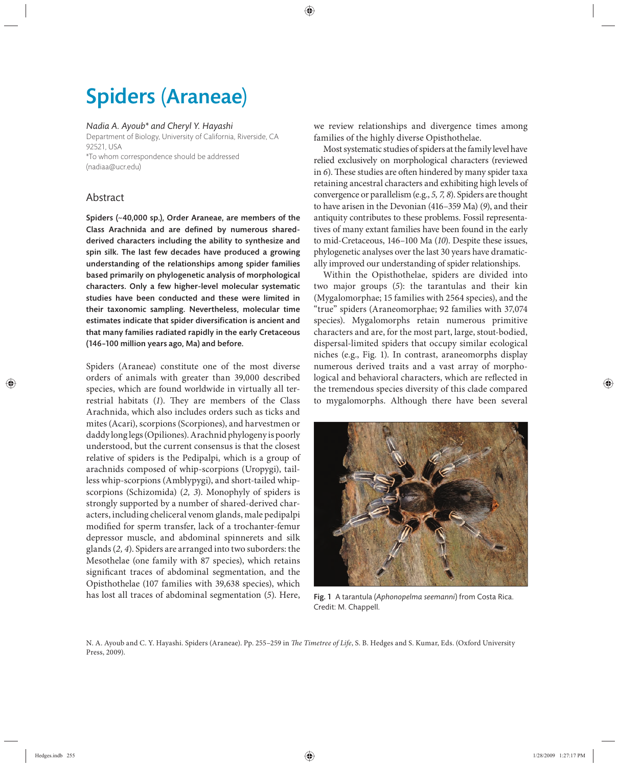# Spiders (Araneae)

*Nadia A. Ayoub\* and Cheryl Y. Hayashi*

Department of Biology, University of California, Riverside, CA 92521, USA

\*To whom correspondence should be addressed (nadiaa@ucr.edu)

## Abstract

**Spiders (~40,000 sp.), Order Araneae, are members of the Class Arachnida and are defined by numerous shared-derived characters including the ability to synthesize and spin silk. The last few decades have produced a growing understanding of the relationships among spider families based primarily on phylogenetic analysis of morphological characters. Only a few higher-level molecular systematic studies have been conducted and these were limited in their taxonomic sampling. Nevertheless, molecular time estimates indicate that spider diversification is ancient and that many families radiated rapidly in the early Cretaceous (146–100 million years ago, Ma) and before.**

Spiders (Araneae) constitute one of the most diverse orders of animals with greater than 39,000 described species, which are found worldwide in virtually all terrestrial habitats (*1*). They are members of the Class Arachnida, which also includes orders such as ticks and mites (Acari), scorpions (Scorpiones), and harvestmen or daddy long legs (Opiliones). Arachnid phylogeny is poorly understood, but the current consensus is that the closest relative of spiders is the Pedipalpi, which is a group of arachnids composed of whip-scorpions (Uropygi), tailless whip-scorpions (Amblypygi), and short-tailed whip-scorpions (Schizomida) (*2, 3*). Monophyly of spiders is strongly supported by a number of shared-derived characters, including cheliceral venom glands, male pedipalpi modified for sperm transfer, lack of a trochanter-femur depressor muscle, and abdominal spinnerets and silk glands (*2, 4*). Spiders are arranged into two suborders: the Mesothelae (one family with 87 species), which retains significant traces of abdominal segmentation, and the Opisthothelae (107 families with 39,638 species), which has lost all traces of abdominal segmentation (*5*). Here, we review relationships and divergence times among families of the highly diverse Opisthothelae.

Most systematic studies of spiders at the family level have relied exclusively on morphological characters (reviewed in *6*). These studies are often hindered by many spider taxa retaining ancestral characters and exhibiting high levels of convergence or parallelism (e.g., *5, 7, 8*). Spiders are thought to have arisen in the Devonian (416–359 Ma) (*9*), and their antiquity contributes to these problems. Fossil representatives of many extant families have been found in the early to mid-Cretaceous, 146–100 Ma (*10*). Despite these issues, phylogenetic analyses over the last 30 years have dramatically improved our understanding of spider relationships.

Within the Opisthothelae, spiders are divided into two major groups (*5*): the tarantulas and their kin (Mygalomorphae; 15 families with 2564 species), and the "true" spiders (Araneomorphae; 92 families with 37,074 species). Mygalomorphs retain numerous primitive characters and are, for the most part, large, stout-bodied, dispersal-limited spiders that occupy similar ecological niches (e.g., Fig. 1). In contrast, araneomorphs display numerous derived traits and a vast array of morphological and behavioral characters, which are reflected in the tremendous species diversity of this clade compared to mygalomorphs. Although there have been several

Fig. 1 A tarantula (*Aphonopelma seemanni*) from Costa Rica. Credit: M. Chappell.

N. A. Ayoub and C. Y. Hayashi. Spiders (Araneae). Pp. 255–259 in *The Timetree of Life*, S. B. Hedges and S. Kumar, Eds. (Oxford University Press, 2009).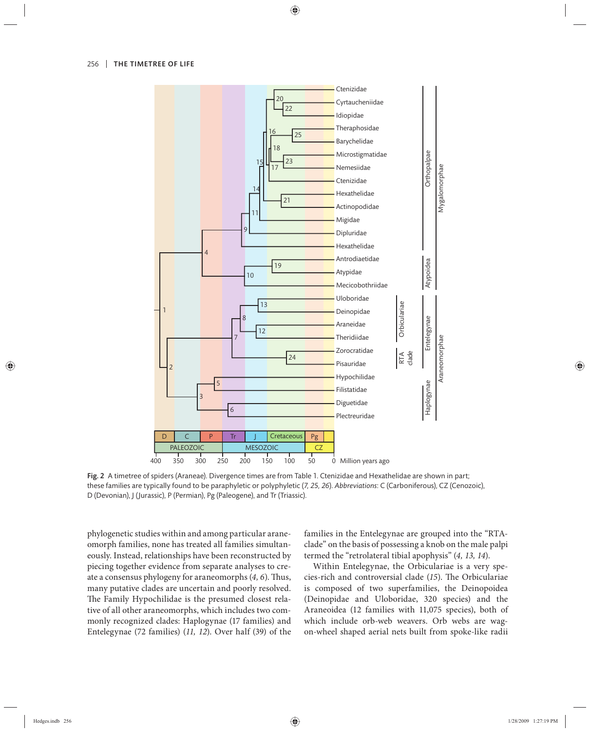**Fig. 2** A timetree of spiders (Araneae). Divergence times are from Table 1. Ctenizidae and Hexathelidae are shown in part; these families are typically found to be paraphyletic or polyphyletic (*7, 25, 26*). *Abbreviations*: C (Carboniferous), CZ (Cenozoic), D (Devonian), J (Jurassic), P (Permian), Pg (Paleogene), and Tr (Triassic).

phylogenetic studies within and among particular araneomorph families, none has treated all families simultaneously. Instead, relationships have been reconstructed by piecing together evidence from separate analyses to create a consensus phylogeny for araneomorphs (*4, 6*). Thus, many putative clades are uncertain and poorly resolved. The Family Hypochilidae is the presumed closest relative of all other araneomorphs, which includes two commonly recognized clades: Haplogynae (17 families) and Entelegynae (72 families) (*11, 12*). Over half (39) of the families in the Entelegynae are grouped into the "RTA-clade" on the basis of possessing a knob on the male palpi termed the "retrolateral tibial apophysis" (*4, 13, 14*).

Within Entelegynae, the Orbiculariae is a very species-rich and controversial clade (*15*). The Orbiculariae is composed of two superfamilies, the Deinopoidea (Deinopidae and Uloboridae, 320 species) and the Araneoidea (12 families with 11,075 species), both of which include orb-web weavers. Orb webs are wagon-wheel shaped aerial nets built from spoke-like radii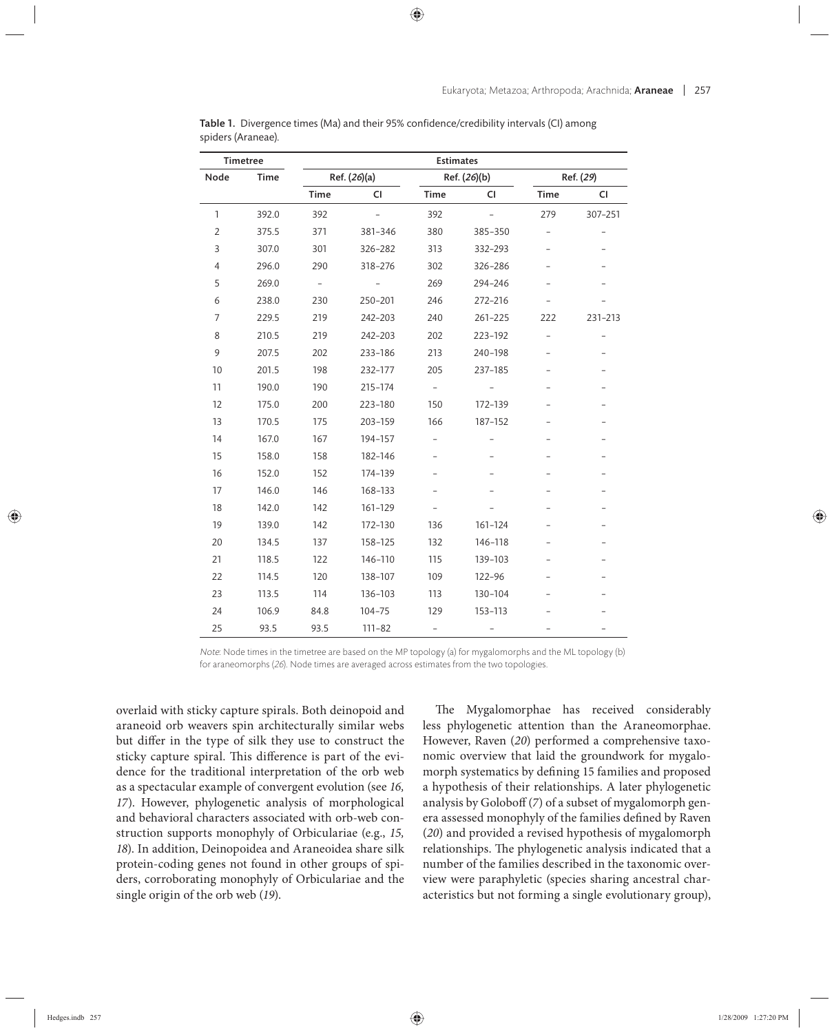**Table 1.** Divergence times (Ma) and their 95% confidence/credibility intervals (CI) among spiders (Araneae).

| Timetree | | Estimates | | | | | |
|---|---|---|---|---|---|---|---|
| | | Ref. (26)(a) | | Ref. (26)(b) | | Ref. (29) | |
| Node | Time | Time | CI | Time | CI | Time | CI |
| 1 | 392.0 | 392 | – | 392 | – | 279 | 307–251 |
| 2 | 375.5 | 371 | 381–346 | 380 | 385–350 | – | – |
| 3 | 307.0 | 301 | 326–282 | 313 | 332–293 | – | – |
| 4 | 296.0 | 290 | 318–276 | 302 | 326–286 | – | – |
| 5 | 269.0 | – | – | 269 | 294–246 | – | – |
| 6 | 238.0 | 230 | 250–201 | 246 | 272–216 | – | – |
| 7 | 229.5 | 219 | 242–203 | 240 | 261–225 | 222 | 231–213 |
| 8 | 210.5 | 219 | 242–203 | 202 | 223–192 | – | – |
| 9 | 207.5 | 202 | 233–186 | 213 | 240–198 | – | – |
| 10 | 201.5 | 198 | 232–177 | 205 | 237–185 | – | – |
| 11 | 190.0 | 190 | 215–174 | – | – | – | – |
| 12 | 175.0 | 200 | 223–180 | 150 | 172–139 | – | – |
| 13 | 170.5 | 175 | 203–159 | 166 | 187–152 | – | – |
| 14 | 167.0 | 167 | 194–157 | – | – | – | – |
| 15 | 158.0 | 158 | 182–146 | – | – | – | – |
| 16 | 152.0 | 152 | 174–139 | – | – | – | – |
| 17 | 146.0 | 146 | 168–133 | – | – | – | – |
| 18 | 142.0 | 142 | 161–129 | – | – | – | – |
| 19 | 139.0 | 142 | 172–130 | 136 | 161–124 | – | – |
| 20 | 134.5 | 137 | 158–125 | 132 | 146–118 | – | – |
| 21 | 118.5 | 122 | 146–110 | 115 | 139–103 | – | – |
| 22 | 114.5 | 120 | 138–107 | 109 | 122–96 | – | – |
| 23 | 113.5 | 114 | 136–103 | 113 | 130–104 | – | – |
| 24 | 106.9 | 84.8 | 104–75 | 129 | 153–113 | – | – |
| 25 | 93.5 | 93.5 | 111–82 | – | – | – | – |

*Note*: Node times in the timetree are based on the MP topology (a) for mygalomorphs and the ML topology (b) for araneomorphs (*26*). Node times are averaged across estimates from the two topologies.

overlaid with sticky capture spirals. Both deinopoid and araneoid orb weavers spin architecturally similar webs but differ in the type of silk they use to construct the sticky capture spiral. This difference is part of the evidence for the traditional interpretation of the orb web as a spectacular example of convergent evolution (see *16, 17*). However, phylogenetic analysis of morphological and behavioral characters associated with orb-web construction supports monophyly of Orbiculariae (e.g., *15, 18*). In addition, Deinopoidea and Araneoidea share silk protein-coding genes not found in other groups of spiders, corroborating monophyly of Orbiculariae and the single origin of the orb web (*19*).

The Mygalomorphae has received considerably less phylogenetic attention than the Araneomorphae. However, Raven (*20*) performed a comprehensive taxonomic overview that laid the groundwork for mygalomorph systematics by defining 15 families and proposed a hypothesis of their relationships. A later phylogenetic analysis by Goloboff (*7*) of a subset of mygalomorph genera assessed monophyly of the families defined by Raven (*20*) and provided a revised hypothesis of mygalomorph relationships. The phylogenetic analysis indicated that a number of the families described in the taxonomic overview were paraphyletic (species sharing ancestral characteristics but not forming a single evolutionary group),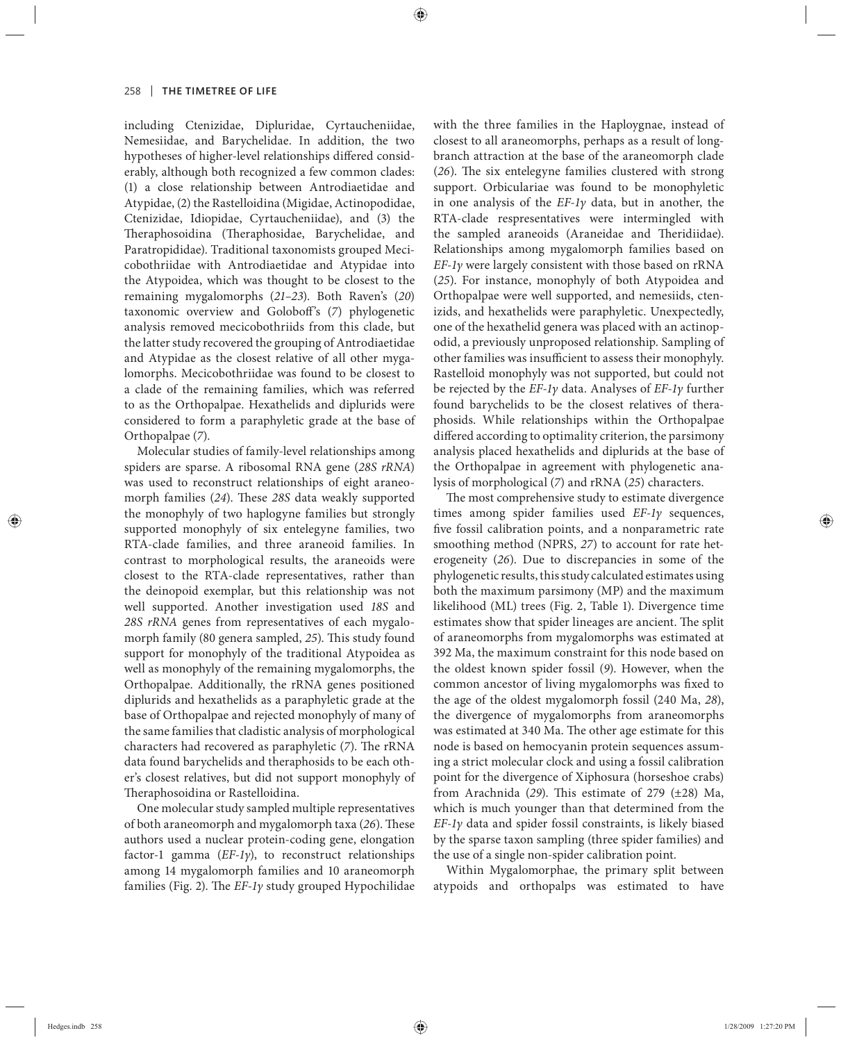including Ctenizidae, Dipluridae, Cyrtaucheniidae, Nemesiidae, and Barychelidae. In addition, the two hypotheses of higher-level relationships differed considerably, although both recognized a few common clades: (1) a close relationship between Antrodiaetidae and Atypidae, (2) the Rastelloidina (Migidae, Actinopodidae, Ctenizidae, Idiopidae, Cyrtaucheniidae), and (3) the Theraphosoidina (Theraphosidae, Barychelidae, and Paratropididae). Traditional taxonomists grouped Mecicobothriidae with Antrodiaetidae and Atypidae into the Atypoidea, which was thought to be closest to the remaining mygalomorphs (*21–23*). Both Raven's (*20*) taxonomic overview and Goloboff's (*7*) phylogenetic analysis removed mecicobothriids from this clade, but the latter study recovered the grouping of Antrodiaetidae and Atypidae as the closest relative of all other mygalomorphs. Mecicobothriidae was found to be closest to a clade of the remaining families, which was referred to as the Orthopalpae. Hexathelids and diplurids were considered to form a paraphyletic grade at the base of Orthopalpae (*7*).

Molecular studies of family-level relationships among spiders are sparse. A ribosomal RNA gene (*28S rRNA*) was used to reconstruct relationships of eight araneomorph families (*24*). These *28S* data weakly supported the monophyly of two haplogyne families but strongly supported monophyly of six entelegyne families, two RTA-clade families, and three araneoid families. In contrast to morphological results, the araneoids were closest to the RTA-clade representatives, rather than the deinopoid exemplar, but this relationship was not well supported. Another investigation used *18S* and *28S rRNA* genes from representatives of each mygalomorph family (80 genera sampled, *25*). This study found support for monophyly of the traditional Atypoidea as well as monophyly of the remaining mygalomorphs, the Orthopalpae. Additionally, the rRNA genes positioned diplurids and hexathelids as a paraphyletic grade at the base of Orthopalpae and rejected monophyly of many of the same families that cladistic analysis of morphological characters had recovered as paraphyletic (*7*). The rRNA data found barychelids and theraphosids to be each other's closest relatives, but did not support monophyly of Theraphosoidina or Rastelloidina.

One molecular study sampled multiple representatives of both araneomorph and mygalomorph taxa (*26*). These authors used a nuclear protein-coding gene, elongation factor-1 gamma (*EF-1γ*), to reconstruct relationships among 14 mygalomorph families and 10 araneomorph families (Fig. 2). The *EF-1γ* study grouped Hypochilidae with the three families in the Haploygnae, instead of closest to all araneomorphs, perhaps as a result of long-branch attraction at the base of the araneomorph clade (*26*). The six entelegyne families clustered with strong support. Orbiculariae was found to be monophyletic in one analysis of the *EF-1γ* data, but in another, the RTA-clade respresentatives were intermingled with the sampled araneoids (Araneidae and Theridiidae). Relationships among mygalomorph families based on *EF-1γ* were largely consistent with those based on rRNA (*25*). For instance, monophyly of both Atypoidea and Orthopalpae were well supported, and nemesiids, ctenizids, and hexathelids were paraphyletic. Unexpectedly, one of the hexathelid genera was placed with an actinopodid, a previously unproposed relationship. Sampling of other families was insufficient to assess their monophyly. Rastelloid monophyly was not supported, but could not be rejected by the *EF-1γ* data. Analyses of *EF-1γ* further found barychelids to be the closest relatives of theraphosids. While relationships within the Orthopalpae differed according to optimality criterion, the parsimony analysis placed hexathelids and diplurids at the base of the Orthopalpae in agreement with phylogenetic analysis of morphological (*7*) and rRNA (*25*) characters.

The most comprehensive study to estimate divergence times among spider families used *EF-1γ* sequences, five fossil calibration points, and a nonparametric rate smoothing method (NPRS, *27*) to account for rate heterogeneity (*26*). Due to discrepancies in some of the phylogenetic results, this study calculated estimates using both the maximum parsimony (MP) and the maximum likelihood (ML) trees (Fig. 2, Table 1). Divergence time estimates show that spider lineages are ancient. The split of araneomorphs from mygalomorphs was estimated at 392 Ma, the maximum constraint for this node based on the oldest known spider fossil (*9*). However, when the common ancestor of living mygalomorphs was fixed to the age of the oldest mygalomorph fossil (240 Ma, *28*), the divergence of mygalomorphs from araneomorphs was estimated at 340 Ma. The other age estimate for this node is based on hemocyanin protein sequences assuming a strict molecular clock and using a fossil calibration point for the divergence of Xiphosura (horseshoe crabs) from Arachnida (*29*). This estimate of 279 (±28) Ma, which is much younger than that determined from the *EF-1γ* data and spider fossil constraints, is likely biased by the sparse taxon sampling (three spider families) and the use of a single non-spider calibration point.

Within Mygalomorphae, the primary split between atypoids and orthopalps was estimated to have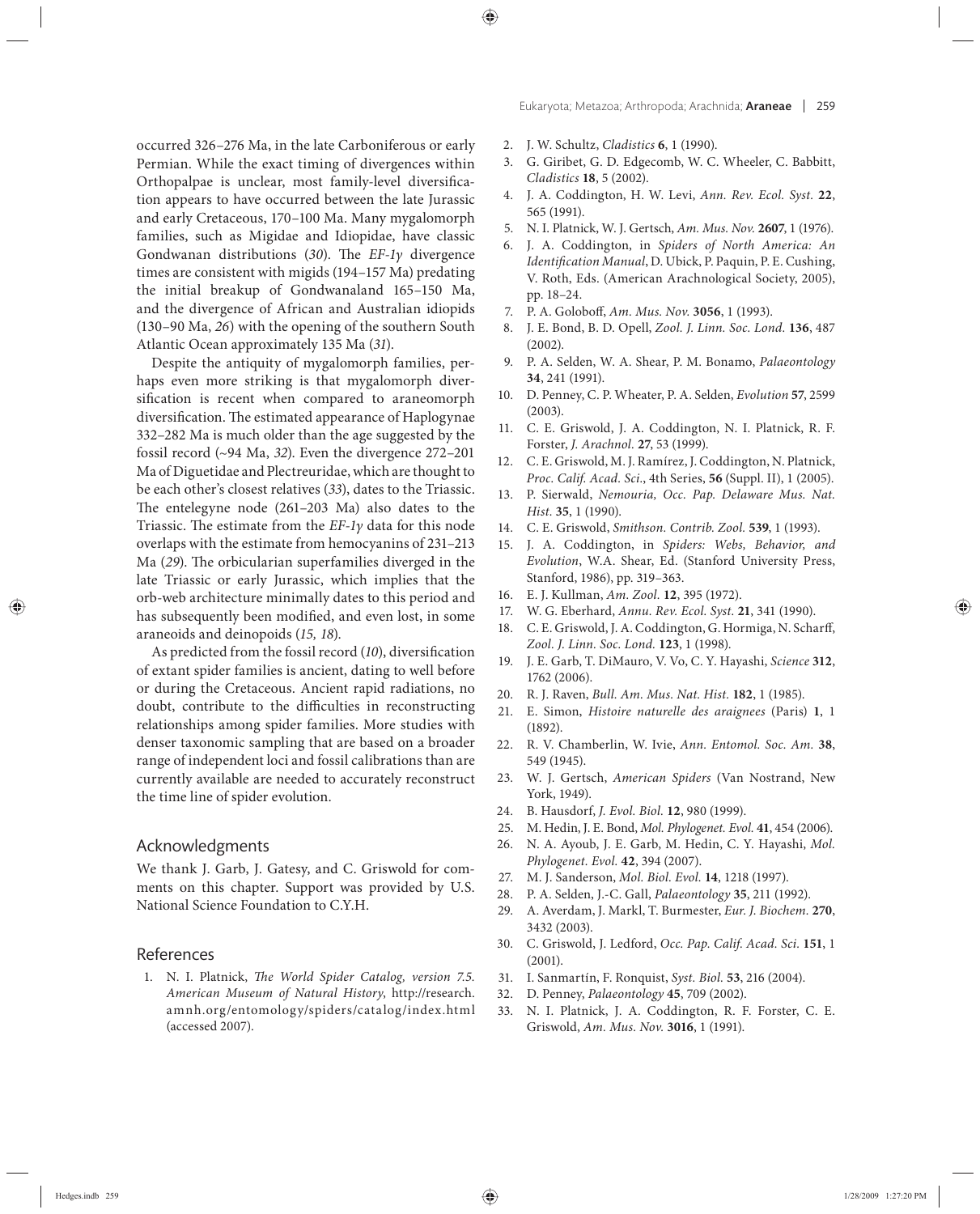occurred 326–276 Ma, in the late Carboniferous or early Permian. While the exact timing of divergences within Orthopalpae is unclear, most family-level diversification appears to have occurred between the late Jurassic and early Cretaceous, 170–100 Ma. Many mygalomorph families, such as Migidae and Idiopidae, have classic Gondwanan distributions (*30*). The *EF-1γ* divergence times are consistent with migids (194–157 Ma) predating the initial breakup of Gondwanaland 165–150 Ma, and the divergence of African and Australian idiopids (130–90 Ma, *26*) with the opening of the southern South Atlantic Ocean approximately 135 Ma (*31*).

Despite the antiquity of mygalomorph families, perhaps even more striking is that mygalomorph diversification is recent when compared to araneomorph diversification. The estimated appearance of Haplogynae 332–282 Ma is much older than the age suggested by the fossil record (~94 Ma, *32*). Even the divergence 272–201 Ma of Diguetidae and Plectreuridae, which are thought to be each other's closest relatives (*33*), dates to the Triassic. The entelegyne node (261–203 Ma) also dates to the Triassic. The estimate from the *EF-1γ* data for this node overlaps with the estimate from hemocyanins of 231–213 Ma (*29*). The orbicularian superfamilies diverged in the late Triassic or early Jurassic, which implies that the orb-web architecture minimally dates to this period and has subsequently been modified, and even lost, in some araneoids and deinopoids (*15, 18*).

As predicted from the fossil record (*10*), diversification of extant spider families is ancient, dating to well before or during the Cretaceous. Ancient rapid radiations, no doubt, contribute to the difficulties in reconstructing relationships among spider families. More studies with denser taxonomic sampling that are based on a broader range of independent loci and fossil calibrations than are currently available are needed to accurately reconstruct the time line of spider evolution.

## Acknowledgments

We thank J. Garb, J. Gatesy, and C. Griswold for comments on this chapter. Support was provided by U.S. National Science Foundation to C.Y.H.

## References

1. N. I. Platnick, *The World Spider Catalog, version 7.5. American Museum of Natural History*, http://research.amnh.org/entomology/spiders/catalog/index.html (accessed 2007).
2. J. W. Schultz, *Cladistics* **6**, 1 (1990).
3. G. Giribet, G. D. Edgecomb, W. C. Wheeler, C. Babbitt, *Cladistics* **18**, 5 (2002).
4. J. A. Coddington, H. W. Levi, *Ann. Rev. Ecol. Syst.* **22**, 565 (1991).
5. N. I. Platnick, W. J. Gertsch, *Am. Mus. Nov.* **2607**, 1 (1976).
6. J. A. Coddington, in *Spiders of North America: An Identification Manual*, D. Ubick, P. Paquin, P. E. Cushing, V. Roth, Eds. (American Arachnological Society, 2005), pp. 18–24.
7. P. A. Goloboff, *Am. Mus. Nov.* **3056**, 1 (1993).
8. J. E. Bond, B. D. Opell, *Zool. J. Linn. Soc. Lond.* **136**, 487 (2002).
9. P. A. Selden, W. A. Shear, P. M. Bonamo, *Palaeontology* **34**, 241 (1991).
10. D. Penney, C. P. Wheater, P. A. Selden, *Evolution* **57**, 2599 (2003).
11. C. E. Griswold, J. A. Coddington, N. I. Platnick, R. F. Forster, *J. Arachnol.* **27**, 53 (1999).
12. C. E. Griswold, M. J. Ramírez, J. Coddington, N. Platnick, *Proc. Calif. Acad. Sci.*, 4th Series, **56** (Suppl. II), 1 (2005).
13. P. Sierwald, *Nemouria, Occ. Pap. Delaware Mus. Nat. Hist.* **35**, 1 (1990).
14. C. E. Griswold, *Smithson. Contrib. Zool.* **539**, 1 (1993).
15. J. A. Coddington, in *Spiders: Webs, Behavior, and Evolution*, W.A. Shear, Ed. (Stanford University Press, Stanford, 1986), pp. 319–363.
16. E. J. Kullman, *Am. Zool.* **12**, 395 (1972).
17. W. G. Eberhard, *Annu. Rev. Ecol. Syst.* **21**, 341 (1990).
18. C. E. Griswold, J. A. Coddington, G. Hormiga, N. Scharff, *Zool. J. Linn. Soc. Lond.* **123**, 1 (1998).
19. J. E. Garb, T. DiMauro, V. Vo, C. Y. Hayashi, *Science* **312**, 1762 (2006).
20. R. J. Raven, *Bull. Am. Mus. Nat. Hist.* **182**, 1 (1985).
21. E. Simon, *Histoire naturelle des araignees* (Paris) **1**, 1 (1892).
22. R. V. Chamberlin, W. Ivie, *Ann. Entomol. Soc. Am.* **38**, 549 (1945).
23. W. J. Gertsch, *American Spiders* (Van Nostrand, New York, 1949).
24. B. Hausdorf, *J. Evol. Biol.* **12**, 980 (1999).
25. M. Hedin, J. E. Bond, *Mol. Phylogenet. Evol.* **41**, 454 (2006).
26. N. A. Ayoub, J. E. Garb, M. Hedin, C. Y. Hayashi, *Mol. Phylogenet. Evol.* **42**, 394 (2007).
27. M. J. Sanderson, *Mol. Biol. Evol.* **14**, 1218 (1997).
28. P. A. Selden, J.-C. Gall, *Palaeontology* **35**, 211 (1992).
29. A. Averdam, J. Markl, T. Burmester, *Eur. J. Biochem.* **270**, 3432 (2003).
30. C. Griswold, J. Ledford, *Occ. Pap. Calif. Acad. Sci.* **151**, 1 (2001).
31. I. Sanmartín, F. Ronquist, *Syst. Biol.* **53**, 216 (2004).
32. D. Penney, *Palaeontology* **45**, 709 (2002).
33. N. I. Platnick, J. A. Coddington, R. F. Forster, C. E. Griswold, *Am. Mus. Nov.* **3016**, 1 (1991).